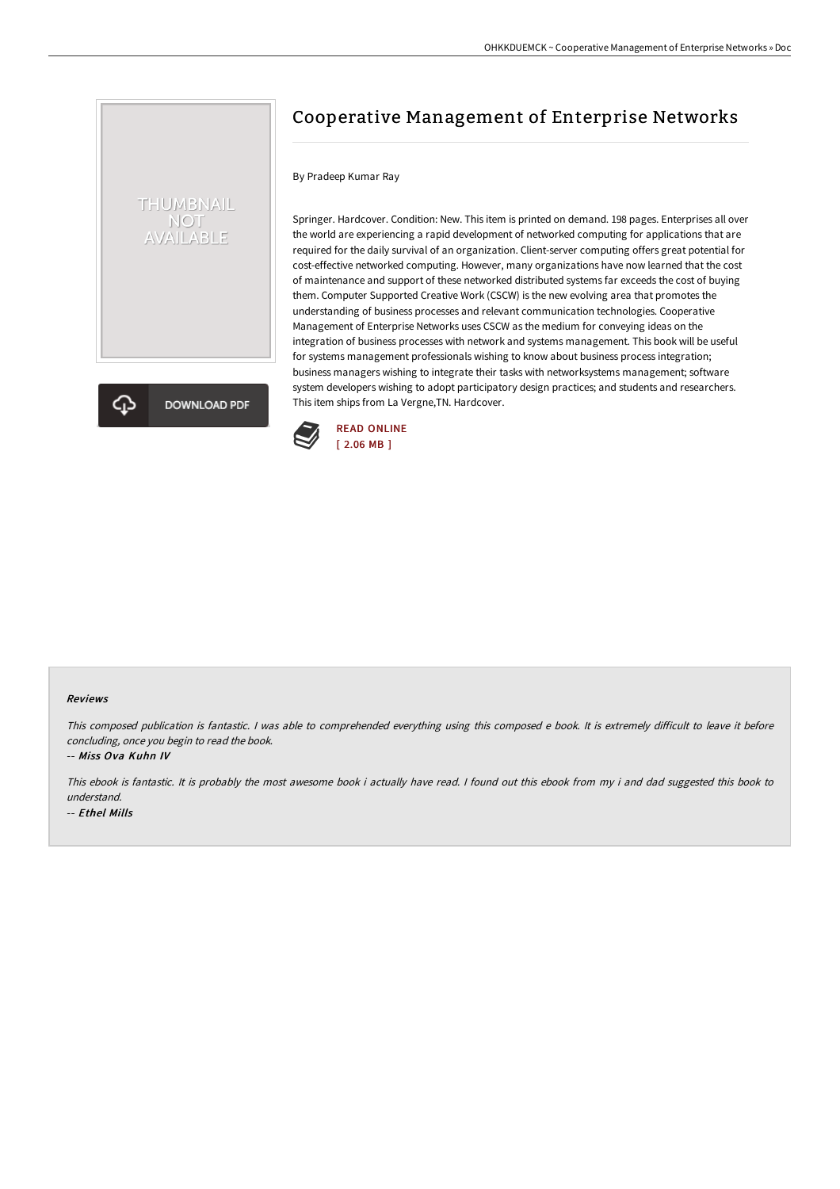# Cooperative Management of Enterprise Networks

By Pradeep Kumar Ray

Springer. Hardcover. Condition: New. This item is printed on demand. 198 pages. Enterprises all over the world are experiencing a rapid development of networked computing for applications that are required for the daily survival of an organization. Client-server computing offers great potential for cost-effective networked computing. However, many organizations have now learned that the cost of maintenance and support of these networked distributed systems far exceeds the cost of buying them. Computer Supported Creative Work (CSCW) is the new evolving area that promotes the understanding of business processes and relevant communication technologies. Cooperative Management of Enterprise Networks uses CSCW as the medium for conveying ideas on the integration of business processes with network and systems management. This book will be useful for systems management professionals wishing to know about business process integration; business managers wishing to integrate their tasks with networksystems management; software system developers wishing to adopt participatory design practices; and students and researchers. This item ships from La Vergne,TN. Hardcover.

READ ONLINE
[ 2.06 MB ]

DOWNLOAD PDF

## Reviews

*This composed publication is fantastic. I was able to comprehend everything using this composed e book. It is extremely difficult to leave it before concluding, once you begin to read the book.*

-- *Miss Ova Kuhn IV*

*This ebook is fantastic. It is probably the most awesome book i actually have read. I found out this ebook from my i and dad suggested this book to understand.*

-- *Ethel Mills*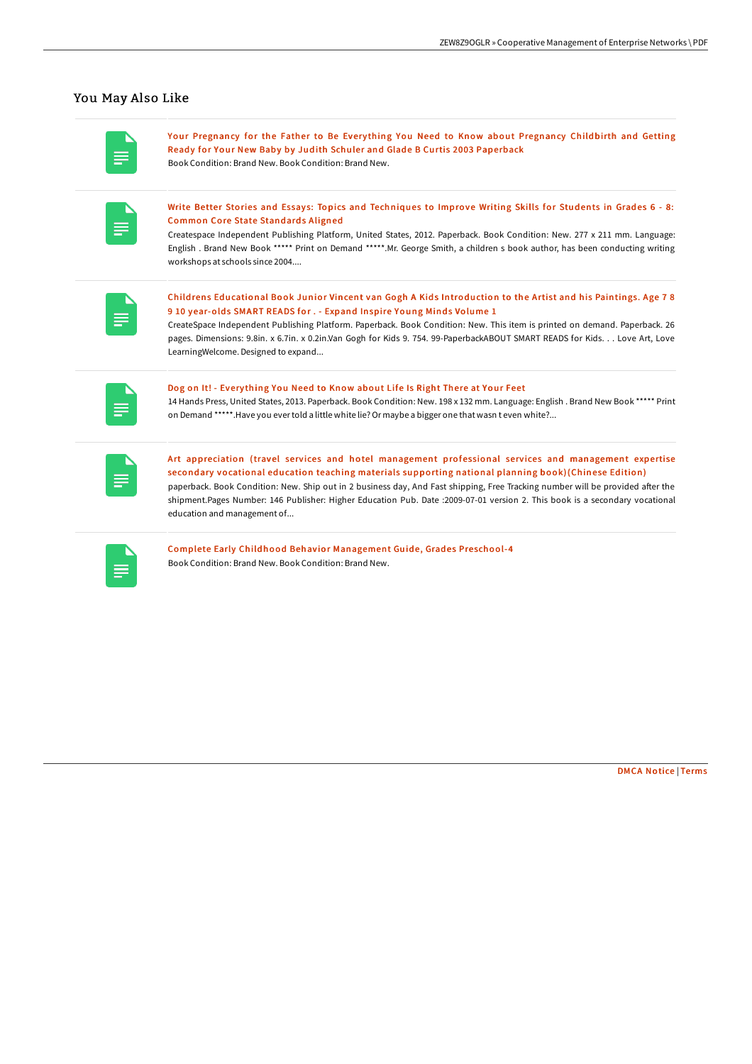## You May Also Like

**Your Pregnancy for the Father to Be Everything You Need to Know about Pregnancy Childbirth and Getting Ready for Your New Baby by Judith Schuler and Glade B Curtis 2003 Paperback**

Book Condition: Brand New. Book Condition: Brand New.

**Write Better Stories and Essays: Topics and Techniques to Improve Writing Skills for Students in Grades 6 - 8: Common Core State Standards Aligned**

Createspace Independent Publishing Platform, United States, 2012. Paperback. Book Condition: New. 277 x 211 mm. Language: English . Brand New Book ***** Print on Demand *****.Mr. George Smith, a children s book author, has been conducting writing workshops at schools since 2004....

**Childrens Educational Book Junior Vincent van Gogh A Kids Introduction to the Artist and his Paintings. Age 7 8 9 10 year-olds SMART READS for . - Expand Inspire Young Minds Volume 1**

CreateSpace Independent Publishing Platform. Paperback. Book Condition: New. This item is printed on demand. Paperback. 26 pages. Dimensions: 9.8in. x 6.7in. x 0.2in.Van Gogh for Kids 9. 754. 99-PaperbackABOUT SMART READS for Kids. . . Love Art, Love LearningWelcome. Designed to expand...

**Dog on It! - Everything You Need to Know about Life Is Right There at Your Feet**

14 Hands Press, United States, 2013. Paperback. Book Condition: New. 198 x 132 mm. Language: English . Brand New Book ***** Print on Demand *****.Have you ever told a little white lie? Or maybe a bigger one that wasn t even white?...

**Art appreciation (travel services and hotel management professional services and management expertise secondary vocational education teaching materials supporting national planning book)(Chinese Edition)**

paperback. Book Condition: New. Ship out in 2 business day, And Fast shipping, Free Tracking number will be provided after the shipment.Pages Number: 146 Publisher: Higher Education Pub. Date :2009-07-01 version 2. This book is a secondary vocational education and management of...

**Complete Early Childhood Behavior Management Guide, Grades Preschool-4**

Book Condition: Brand New. Book Condition: Brand New.

DMCA Notice | Terms